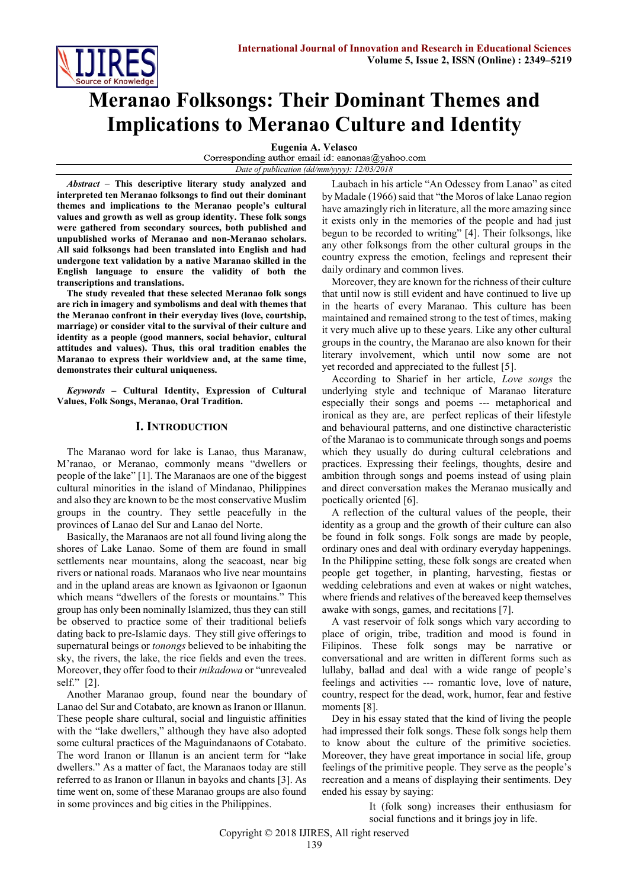# Meranao Folksongs: Their Dominant Themes and Implications to Meranao Culture and Identity

**Eugenia A. Velasco**

Corresponding author email id: eanonas@yahoo.com

*Date of publication (dd/mm/yyyy): 12/03/2018*

***Abstract*** – **This descriptive literary study analyzed and interpreted ten Meranao folksongs to find out their dominant themes and implications to the Meranao people's cultural values and growth as well as group identity. These folk songs were gathered from secondary sources, both published and unpublished works of Meranao and non-Meranao scholars. All said folksongs had been translated into English and had undergone text validation by a native Maranao skilled in the English language to ensure the validity of both the transcriptions and translations.**

**The study revealed that these selected Meranao folk songs are rich in imagery and symbolisms and deal with themes that the Meranao confront in their everyday lives (love, courtship, marriage) or consider vital to the survival of their culture and identity as a people (good manners, social behavior, cultural attitudes and values). Thus, this oral tradition enables the Maranao to express their worldview and, at the same time, demonstrates their cultural uniqueness.**

***Keywords*** – **Cultural Identity, Expression of Cultural Values, Folk Songs, Meranao, Oral Tradition.**

## I. Introduction

The Maranao word for lake is Lanao, thus Maranaw, M'ranao, or Meranao, commonly means "dwellers or people of the lake" [1]. The Maranaos are one of the biggest cultural minorities in the island of Mindanao, Philippines and also they are known to be the most conservative Muslim groups in the country. They settle peacefully in the provinces of Lanao del Sur and Lanao del Norte.

Basically, the Maranaos are not all found living along the shores of Lake Lanao. Some of them are found in small settlements near mountains, along the seacoast, near big rivers or national roads. Maranaos who live near mountains and in the upland areas are known as Igivaonon or Igaonun which means "dwellers of the forests or mountains." This group has only been nominally Islamized, thus they can still be observed to practice some of their traditional beliefs dating back to pre-Islamic days. They still give offerings to supernatural beings or *tonongs* believed to be inhabiting the sky, the rivers, the lake, the rice fields and even the trees. Moreover, they offer food to their *inikadowa* or "unrevealed self." [2].

Another Maranao group, found near the boundary of Lanao del Sur and Cotabato, are known as Iranon or Illanun. These people share cultural, social and linguistic affinities with the "lake dwellers," although they have also adopted some cultural practices of the Maguindanaons of Cotabato. The word Iranon or Illanun is an ancient term for "lake dwellers." As a matter of fact, the Maranaos today are still referred to as Iranon or Illanun in bayoks and chants [3]. As time went on, some of these Maranao groups are also found in some provinces and big cities in the Philippines.

Laubach in his article "An Odessey from Lanao" as cited by Madale (1966) said that "the Moros of lake Lanao region have amazingly rich in literature, all the more amazing since it exists only in the memories of the people and had just begun to be recorded to writing" [4]. Their folksongs, like any other folksongs from the other cultural groups in the country express the emotion, feelings and represent their daily ordinary and common lives.

Moreover, they are known for the richness of their culture that until now is still evident and have continued to live up in the hearts of every Maranao. This culture has been maintained and remained strong to the test of times, making it very much alive up to these years. Like any other cultural groups in the country, the Maranao are also known for their literary involvement, which until now some are not yet recorded and appreciated to the fullest [5].

According to Sharief in her article, *Love songs* the underlying style and technique of Maranao literature especially their songs and poems --- metaphorical and ironical as they are, are perfect replicas of their lifestyle and behavioural patterns, and one distinctive characteristic of the Maranao is to communicate through songs and poems which they usually do during cultural celebrations and practices. Expressing their feelings, thoughts, desire and ambition through songs and poems instead of using plain and direct conversation makes the Meranao musically and poetically oriented [6].

A reflection of the cultural values of the people, their identity as a group and the growth of their culture can also be found in folk songs. Folk songs are made by people, ordinary ones and deal with ordinary everyday happenings. In the Philippine setting, these folk songs are created when people get together, in planting, harvesting, fiestas or wedding celebrations and even at wakes or night watches, where friends and relatives of the bereaved keep themselves awake with songs, games, and recitations [7].

A vast reservoir of folk songs which vary according to place of origin, tribe, tradition and mood is found in Filipinos. These folk songs may be narrative or conversational and are written in different forms such as lullaby, ballad and deal with a wide range of people's feelings and activities --- romantic love, love of nature, country, respect for the dead, work, humor, fear and festive moments [8].

Dey in his essay stated that the kind of living the people had impressed their folk songs. These folk songs help them to know about the culture of the primitive societies. Moreover, they have great importance in social life, group feelings of the primitive people. They serve as the people's recreation and a means of displaying their sentiments. Dey ended his essay by saying:

> It (folk song) increases their enthusiasm for social functions and it brings joy in life.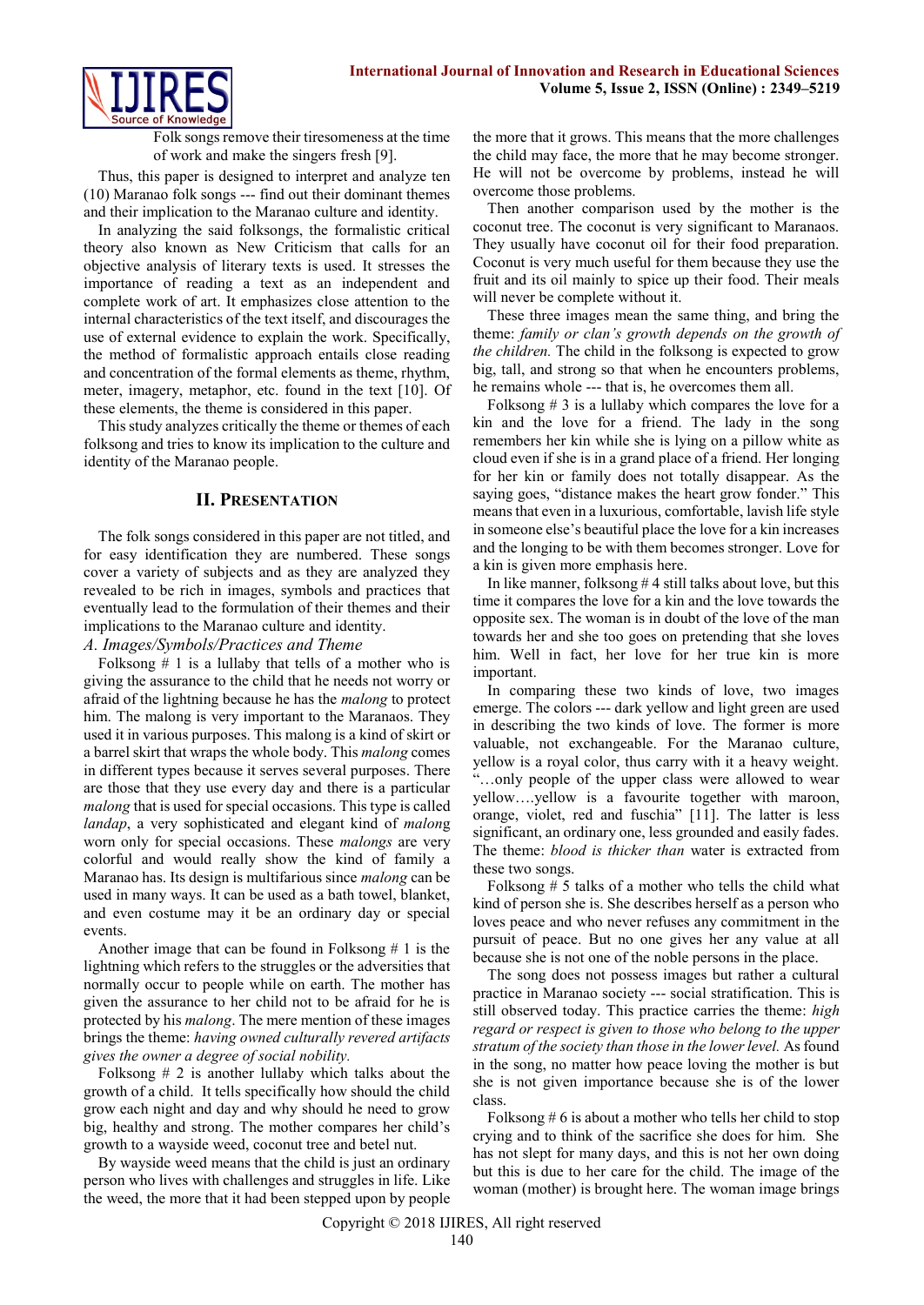Folk songs remove their tiresomeness at the time of work and make the singers fresh [9].

Thus, this paper is designed to interpret and analyze ten (10) Maranao folk songs --- find out their dominant themes and their implication to the Maranao culture and identity.

In analyzing the said folksongs, the formalistic critical theory also known as New Criticism that calls for an objective analysis of literary texts is used. It stresses the importance of reading a text as an independent and complete work of art. It emphasizes close attention to the internal characteristics of the text itself, and discourages the use of external evidence to explain the work. Specifically, the method of formalistic approach entails close reading and concentration of the formal elements as theme, rhythm, meter, imagery, metaphor, etc. found in the text [10]. Of these elements, the theme is considered in this paper.

This study analyzes critically the theme or themes of each folksong and tries to know its implication to the culture and identity of the Maranao people.

## II. Presentation

The folk songs considered in this paper are not titled, and for easy identification they are numbered. These songs cover a variety of subjects and as they are analyzed they revealed to be rich in images, symbols and practices that eventually lead to the formulation of their themes and their implications to the Maranao culture and identity.

### *A. Images/Symbols/Practices and Theme*

Folksong # 1 is a lullaby that tells of a mother who is giving the assurance to the child that he needs not worry or afraid of the lightning because he has the *malong* to protect him. The malong is very important to the Maranaos. They used it in various purposes. This malong is a kind of skirt or a barrel skirt that wraps the whole body. This *malong* comes in different types because it serves several purposes. There are those that they use every day and there is a particular *malong* that is used for special occasions. This type is called *landap*, a very sophisticated and elegant kind of *malong* worn only for special occasions. These *malongs* are very colorful and would really show the kind of family a Maranao has. Its design is multifarious since *malong* can be used in many ways. It can be used as a bath towel, blanket, and even costume may it be an ordinary day or special events.

Another image that can be found in Folksong # 1 is the lightning which refers to the struggles or the adversities that normally occur to people while on earth. The mother has given the assurance to her child not to be afraid for he is protected by his *malong*. The mere mention of these images brings the theme: *having owned culturally revered artifacts gives the owner a degree of social nobility.*

Folksong # 2 is another lullaby which talks about the growth of a child. It tells specifically how should the child grow each night and day and why should he need to grow big, healthy and strong. The mother compares her child's growth to a wayside weed, coconut tree and betel nut.

By wayside weed means that the child is just an ordinary person who lives with challenges and struggles in life. Like the weed, the more that it had been stepped upon by people the more that it grows. This means that the more challenges the child may face, the more that he may become stronger. He will not be overcome by problems, instead he will overcome those problems.

Then another comparison used by the mother is the coconut tree. The coconut is very significant to Maranaos. They usually have coconut oil for their food preparation. Coconut is very much useful for them because they use the fruit and its oil mainly to spice up their food. Their meals will never be complete without it.

These three images mean the same thing, and bring the theme: *family or clan's growth depends on the growth of the children.* The child in the folksong is expected to grow big, tall, and strong so that when he encounters problems, he remains whole --- that is, he overcomes them all.

Folksong # 3 is a lullaby which compares the love for a kin and the love for a friend. The lady in the song remembers her kin while she is lying on a pillow white as cloud even if she is in a grand place of a friend. Her longing for her kin or family does not totally disappear. As the saying goes, "distance makes the heart grow fonder." This means that even in a luxurious, comfortable, lavish life style in someone else's beautiful place the love for a kin increases and the longing to be with them becomes stronger. Love for a kin is given more emphasis here.

In like manner, folksong # 4 still talks about love, but this time it compares the love for a kin and the love towards the opposite sex. The woman is in doubt of the love of the man towards her and she too goes on pretending that she loves him. Well in fact, her love for her true kin is more important.

In comparing these two kinds of love, two images emerge. The colors --- dark yellow and light green are used in describing the two kinds of love. The former is more valuable, not exchangeable. For the Maranao culture, yellow is a royal color, thus carry with it a heavy weight. "…only people of the upper class were allowed to wear yellow….yellow is a favourite together with maroon, orange, violet, red and fuschia" [11]. The latter is less significant, an ordinary one, less grounded and easily fades. The theme: *blood is thicker than* water is extracted from these two songs.

Folksong # 5 talks of a mother who tells the child what kind of person she is. She describes herself as a person who loves peace and who never refuses any commitment in the pursuit of peace. But no one gives her any value at all because she is not one of the noble persons in the place.

The song does not possess images but rather a cultural practice in Maranao society --- social stratification. This is still observed today. This practice carries the theme: *high regard or respect is given to those who belong to the upper stratum of the society than those in the lower level.* As found in the song, no matter how peace loving the mother is but she is not given importance because she is of the lower class.

Folksong # 6 is about a mother who tells her child to stop crying and to think of the sacrifice she does for him. She has not slept for many days, and this is not her own doing but this is due to her care for the child. The image of the woman (mother) is brought here. The woman image brings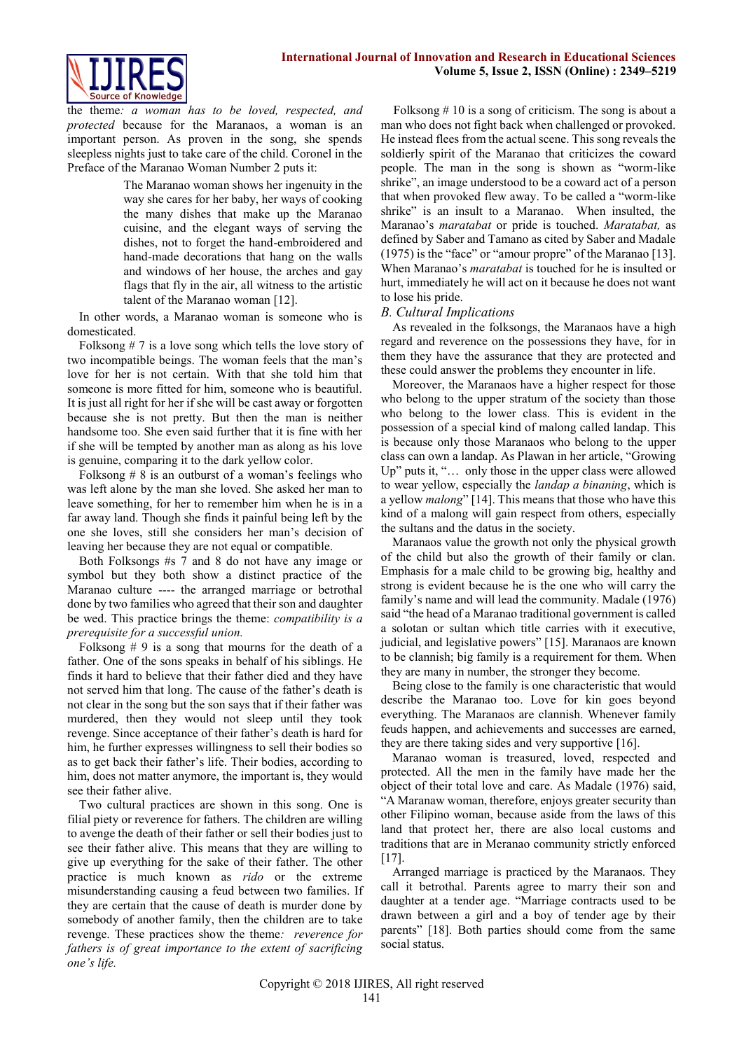the theme*: a woman has to be loved, respected, and protected* because for the Maranaos, a woman is an important person. As proven in the song, she spends sleepless nights just to take care of the child. Coronel in the Preface of the Maranao Woman Number 2 puts it:

> The Maranao woman shows her ingenuity in the way she cares for her baby, her ways of cooking the many dishes that make up the Maranao cuisine, and the elegant ways of serving the dishes, not to forget the hand-embroidered and hand-made decorations that hang on the walls and windows of her house, the arches and gay flags that fly in the air, all witness to the artistic talent of the Maranao woman [12].

In other words, a Maranao woman is someone who is domesticated.

Folksong # 7 is a love song which tells the love story of two incompatible beings. The woman feels that the man's love for her is not certain. With that she told him that someone is more fitted for him, someone who is beautiful. It is just all right for her if she will be cast away or forgotten because she is not pretty. But then the man is neither handsome too. She even said further that it is fine with her if she will be tempted by another man as along as his love is genuine, comparing it to the dark yellow color.

Folksong # 8 is an outburst of a woman's feelings who was left alone by the man she loved. She asked her man to leave something, for her to remember him when he is in a far away land. Though she finds it painful being left by the one she loves, still she considers her man's decision of leaving her because they are not equal or compatible.

Both Folksongs #s 7 and 8 do not have any image or symbol but they both show a distinct practice of the Maranao culture ---- the arranged marriage or betrothal done by two families who agreed that their son and daughter be wed. This practice brings the theme: *compatibility is a prerequisite for a successful union.*

Folksong # 9 is a song that mourns for the death of a father. One of the sons speaks in behalf of his siblings. He finds it hard to believe that their father died and they have not served him that long. The cause of the father's death is not clear in the song but the son says that if their father was murdered, then they would not sleep until they took revenge. Since acceptance of their father's death is hard for him, he further expresses willingness to sell their bodies so as to get back their father's life. Their bodies, according to him, does not matter anymore, the important is, they would see their father alive.

Two cultural practices are shown in this song. One is filial piety or reverence for fathers. The children are willing to avenge the death of their father or sell their bodies just to see their father alive. This means that they are willing to give up everything for the sake of their father. The other practice is much known as *rido* or the extreme misunderstanding causing a feud between two families. If they are certain that the cause of death is murder done by somebody of another family, then the children are to take revenge. These practices show the theme*: reverence for fathers is of great importance to the extent of sacrificing one's life.*

Folksong # 10 is a song of criticism. The song is about a man who does not fight back when challenged or provoked. He instead flees from the actual scene. This song reveals the soldierly spirit of the Maranao that criticizes the coward people. The man in the song is shown as "worm-like shrike", an image understood to be a coward act of a person that when provoked flew away. To be called a "worm-like shrike" is an insult to a Maranao. When insulted, the Maranao's *maratabat* or pride is touched. *Maratabat,* as defined by Saber and Tamano as cited by Saber and Madale (1975) is the "face" or "amour propre" of the Maranao [13]. When Maranao's *maratabat* is touched for he is insulted or hurt, immediately he will act on it because he does not want to lose his pride.

### *B. Cultural Implications*

As revealed in the folksongs, the Maranaos have a high regard and reverence on the possessions they have, for in them they have the assurance that they are protected and these could answer the problems they encounter in life.

Moreover, the Maranaos have a higher respect for those who belong to the upper stratum of the society than those who belong to the lower class. This is evident in the possession of a special kind of malong called landap. This is because only those Maranaos who belong to the upper class can own a landap. As Plawan in her article, "Growing Up" puts it, "… only those in the upper class were allowed to wear yellow, especially the *landap a binaning*, which is a yellow *malong*" [14]. This means that those who have this kind of a malong will gain respect from others, especially the sultans and the datus in the society.

Maranaos value the growth not only the physical growth of the child but also the growth of their family or clan. Emphasis for a male child to be growing big, healthy and strong is evident because he is the one who will carry the family's name and will lead the community. Madale (1976) said "the head of a Maranao traditional government is called a solotan or sultan which title carries with it executive, judicial, and legislative powers" [15]. Maranaos are known to be clannish; big family is a requirement for them. When they are many in number, the stronger they become.

Being close to the family is one characteristic that would describe the Maranao too. Love for kin goes beyond everything. The Maranaos are clannish. Whenever family feuds happen, and achievements and successes are earned, they are there taking sides and very supportive [16].

Maranao woman is treasured, loved, respected and protected. All the men in the family have made her the object of their total love and care. As Madale (1976) said, "A Maranaw woman, therefore, enjoys greater security than other Filipino woman, because aside from the laws of this land that protect her, there are also local customs and traditions that are in Meranao community strictly enforced [17].

Arranged marriage is practiced by the Maranaos. They call it betrothal. Parents agree to marry their son and daughter at a tender age. "Marriage contracts used to be drawn between a girl and a boy of tender age by their parents" [18]. Both parties should come from the same social status.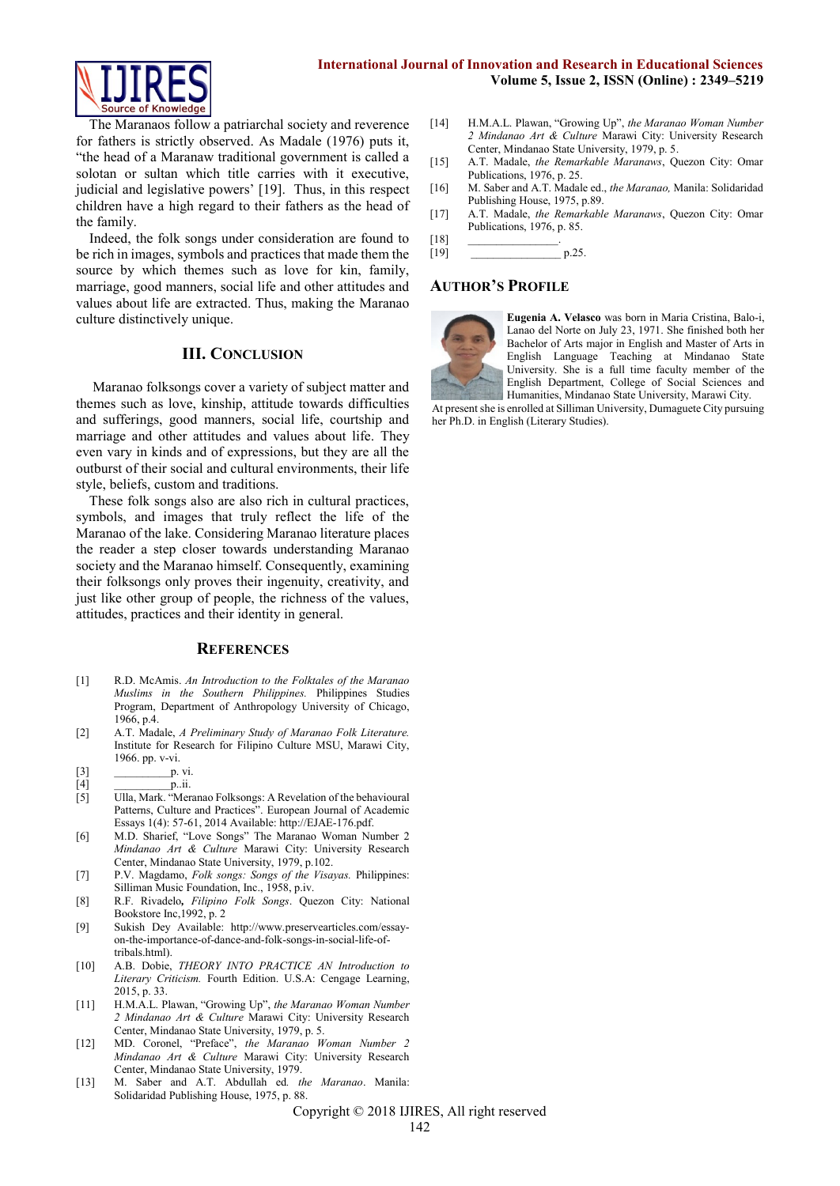The Maranaos follow a patriarchal society and reverence for fathers is strictly observed. As Madale (1976) puts it, "the head of a Maranaw traditional government is called a solotan or sultan which title carries with it executive, judicial and legislative powers' [19]. Thus, in this respect children have a high regard to their fathers as the head of the family.

Indeed, the folk songs under consideration are found to be rich in images, symbols and practices that made them the source by which themes such as love for kin, family, marriage, good manners, social life and other attitudes and values about life are extracted. Thus, making the Maranao culture distinctively unique.

## III. Conclusion

Maranao folksongs cover a variety of subject matter and themes such as love, kinship, attitude towards difficulties and sufferings, good manners, social life, courtship and marriage and other attitudes and values about life. They even vary in kinds and of expressions, but they are all the outburst of their social and cultural environments, their life style, beliefs, custom and traditions.

These folk songs also are also rich in cultural practices, symbols, and images that truly reflect the life of the Maranao of the lake. Considering Maranao literature places the reader a step closer towards understanding Maranao society and the Maranao himself. Consequently, examining their folksongs only proves their ingenuity, creativity, and just like other group of people, the richness of the values, attitudes, practices and their identity in general.

## References

[1] R.D. McAmis. *An Introduction to the Folktales of the Maranao Muslims in the Southern Philippines.* Philippines Studies Program, Department of Anthropology University of Chicago, 1966, p.4.

[2] A.T. Madale, *A Preliminary Study of Maranao Folk Literature.* Institute for Research for Filipino Culture MSU, Marawi City, 1966. pp. v-vi.

[3] __________p. vi.

[4] __________p..ii.

[5] Ulla, Mark. "Meranao Folksongs: A Revelation of the behavioural Patterns, Culture and Practices". European Journal of Academic Essays 1(4): 57-61, 2014 Available: http://EJAE-176.pdf.

[6] M.D. Sharief, "Love Songs" The Maranao Woman Number 2 *Mindanao Art & Culture* Marawi City: University Research Center, Mindanao State University, 1979, p.102.

[7] P.V. Magdamo, *Folk songs: Songs of the Visayas.* Philippines: Silliman Music Foundation, Inc., 1958, p.iv.

[8] R.F. Rivadelo, *Filipino Folk Songs*. Quezon City: National Bookstore Inc,1992, p. 2

[9] Sukish Dey Available: http://www.preservearticles.com/essay-on-the-importance-of-dance-and-folk-songs-in-social-life-of-tribals.html).

[10] A.B. Dobie, *THEORY INTO PRACTICE AN Introduction to Literary Criticism.* Fourth Edition. U.S.A: Cengage Learning, 2015, p. 33.

[11] H.M.A.L. Plawan, "Growing Up", *the Maranao Woman Number 2 Mindanao Art & Culture* Marawi City: University Research Center, Mindanao State University, 1979, p. 5.

[12] MD. Coronel, "Preface", *the Maranao Woman Number 2 Mindanao Art & Culture* Marawi City: University Research Center, Mindanao State University, 1979.

[13] M. Saber and A.T. Abdullah ed. *the Maranao*. Manila: Solidaridad Publishing House, 1975, p. 88.

[14] H.M.A.L. Plawan, "Growing Up", *the Maranao Woman Number 2 Mindanao Art & Culture* Marawi City: University Research Center, Mindanao State University, 1979, p. 5.

[15] A.T. Madale, *the Remarkable Maranaws*, Quezon City: Omar Publications, 1976, p. 25.

[16] M. Saber and A.T. Madale ed., *the Maranao,* Manila: Solidaridad Publishing House, 1975, p.89.

[17] A.T. Madale, *the Remarkable Maranaws*, Quezon City: Omar Publications, 1976, p. 85.

[18] _______________.

[19] _______________ p.25.

## Author's Profile

**Eugenia A. Velasco** was born in Maria Cristina, Balo-i, Lanao del Norte on July 23, 1971. She finished both her Bachelor of Arts major in English and Master of Arts in English Language Teaching at Mindanao State University. She is a full time faculty member of the English Department, College of Social Sciences and Humanities, Mindanao State University, Marawi City. At present she is enrolled at Silliman University, Dumaguete City pursuing her Ph.D. in English (Literary Studies).

Copyright © 2018 IJIRES, All right reserved